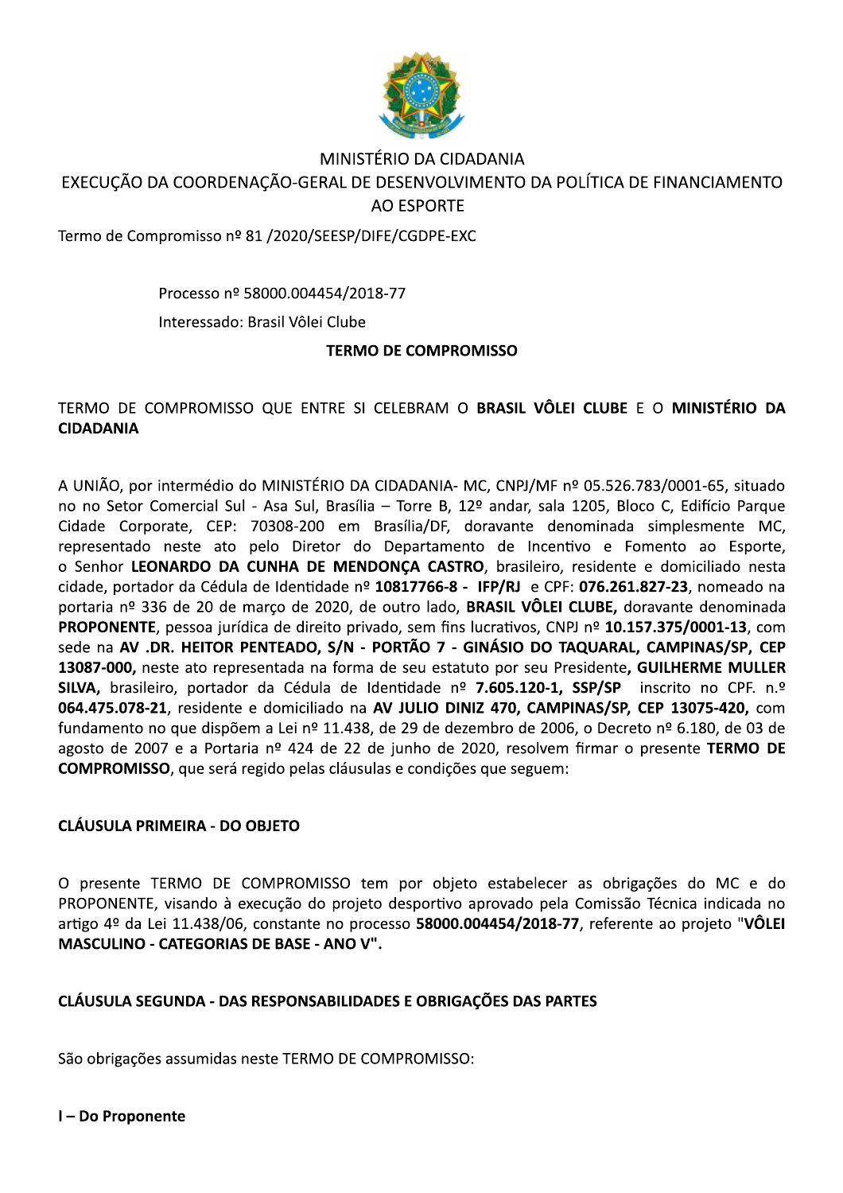MINISTÉRIO DA CIDADANIA

EXECUÇÃO DA COORDENAÇÃO-GERAL DE DESENVOLVIMENTO DA POLÍTICA DE FINANCIAMENTO AO ESPORTE

Termo de Compromisso nº 81 /2020/SEESP/DIFE/CGDPE-EXC

Processo nº 58000.004454/2018-77

Interessado: Brasil Vôlei Clube

**TERMO DE COMPROMISSO**

TERMO DE COMPROMISSO QUE ENTRE SI CELEBRAM O **BRASIL VÔLEI CLUBE** E O **MINISTÉRIO DA CIDADANIA**

A UNIÃO, por intermédio do MINISTÉRIO DA CIDADANIA- MC, CNPJ/MF nº 05.526.783/0001-65, situado no no Setor Comercial Sul - Asa Sul, Brasília – Torre B, 12º andar, sala 1205, Bloco C, Edifício Parque Cidade Corporate, CEP: 70308-200 em Brasília/DF, doravante denominada simplesmente MC, representado neste ato pelo Diretor do Departamento de Incentivo e Fomento ao Esporte, o Senhor **LEONARDO DA CUNHA DE MENDONÇA CASTRO**, brasileiro, residente e domiciliado nesta cidade, portador da Cédula de Identidade nº **10817766-8 - IFP/RJ** e CPF: **076.261.827-23**, nomeado na portaria nº 336 de 20 de março de 2020, de outro lado, **BRASIL VÔLEI CLUBE,** doravante denominada **PROPONENTE**, pessoa jurídica de direito privado, sem fins lucrativos, CNPJ nº **10.157.375/0001-13**, com sede na **AV .DR. HEITOR PENTEADO, S/N - PORTÃO 7 - GINÁSIO DO TAQUARAL, CAMPINAS/SP, CEP 13087-000,** neste ato representada na forma de seu estatuto por seu Presidente**, GUILHERME MULLER SILVA,** brasileiro, portador da Cédula de Identidade nº **7.605.120-1, SSP/SP** inscrito no CPF. n.º **064.475.078-21**, residente e domiciliado na **AV JULIO DINIZ 470, CAMPINAS/SP, CEP 13075-420,** com fundamento no que dispõem a Lei nº 11.438, de 29 de dezembro de 2006, o Decreto nº 6.180, de 03 de agosto de 2007 e a Portaria nº 424 de 22 de junho de 2020, resolvem firmar o presente **TERMO DE COMPROMISSO**, que será regido pelas cláusulas e condições que seguem:

**CLÁUSULA PRIMEIRA - DO OBJETO**

O presente TERMO DE COMPROMISSO tem por objeto estabelecer as obrigações do MC e do PROPONENTE, visando à execução do projeto desportivo aprovado pela Comissão Técnica indicada no artigo 4º da Lei 11.438/06, constante no processo **58000.004454/2018-77**, referente ao projeto "**VÔLEI MASCULINO - CATEGORIAS DE BASE - ANO V".**

**CLÁUSULA SEGUNDA - DAS RESPONSABILIDADES E OBRIGAÇÕES DAS PARTES**

São obrigações assumidas neste TERMO DE COMPROMISSO:

**I – Do Proponente**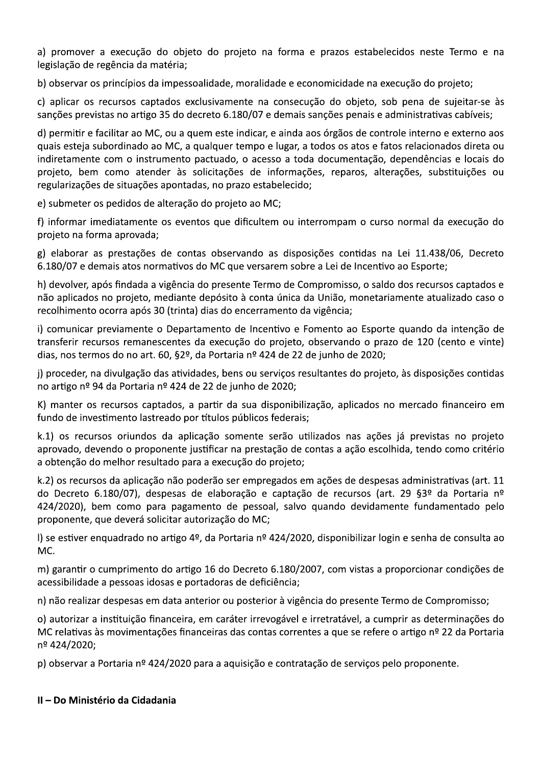a) promover a execução do objeto do projeto na forma e prazos estabelecidos neste Termo e na legislação de regência da matéria;

b) observar os princípios da impessoalidade, moralidade e economicidade na execução do projeto;

c) aplicar os recursos captados exclusivamente na consecução do objeto, sob pena de sujeitar-se às sanções previstas no artigo 35 do decreto 6.180/07 e demais sanções penais e administrativas cabíveis;

d) permitir e facilitar ao MC, ou a quem este indicar, e ainda aos órgãos de controle interno e externo aos quais esteja subordinado ao MC, a qualquer tempo e lugar, a todos os atos e fatos relacionados direta ou indiretamente com o instrumento pactuado, o acesso a toda documentação, dependências e locais do projeto, bem como atender às solicitações de informações, reparos, alterações, substituições ou regularizações de situações apontadas, no prazo estabelecido;

e) submeter os pedidos de alteração do projeto ao MC;

f) informar imediatamente os eventos que dificultem ou interrompam o curso normal da execução do projeto na forma aprovada;

g) elaborar as prestações de contas observando as disposições contidas na Lei 11.438/06, Decreto 6.180/07 e demais atos normativos do MC que versarem sobre a Lei de Incentivo ao Esporte;

h) devolver, após findada a vigência do presente Termo de Compromisso, o saldo dos recursos captados e não aplicados no projeto, mediante depósito à conta única da União, monetariamente atualizado caso o recolhimento ocorra após 30 (trinta) dias do encerramento da vigência;

i) comunicar previamente o Departamento de Incentivo e Fomento ao Esporte quando da intenção de transferir recursos remanescentes da execução do projeto, observando o prazo de 120 (cento e vinte) dias, nos termos do no art. 60, §2º, da Portaria nº 424 de 22 de junho de 2020;

j) proceder, na divulgação das atividades, bens ou serviços resultantes do projeto, às disposições contidas no artigo nº 94 da Portaria nº 424 de 22 de junho de 2020;

K) manter os recursos captados, a partir da sua disponibilização, aplicados no mercado financeiro em fundo de investimento lastreado por títulos públicos federais;

k.1) os recursos oriundos da aplicação somente serão utilizados nas ações já previstas no projeto aprovado, devendo o proponente justificar na prestação de contas a ação escolhida, tendo como critério a obtenção do melhor resultado para a execução do projeto;

k.2) os recursos da aplicação não poderão ser empregados em ações de despesas administrativas (art. 11 do Decreto 6.180/07), despesas de elaboração e captação de recursos (art. 29 §3º da Portaria nº 424/2020), bem como para pagamento de pessoal, salvo quando devidamente fundamentado pelo proponente, que deverá solicitar autorização do MC;

l) se estiver enquadrado no artigo 4º, da Portaria nº 424/2020, disponibilizar login e senha de consulta ao MC.

m) garantir o cumprimento do artigo 16 do Decreto 6.180/2007, com vistas a proporcionar condições de acessibilidade a pessoas idosas e portadoras de deficiência;

n) não realizar despesas em data anterior ou posterior à vigência do presente Termo de Compromisso;

o) autorizar a instituição financeira, em caráter irrevogável e irretratável, a cumprir as determinações do MC relativas às movimentações financeiras das contas correntes a que se refere o artigo nº 22 da Portaria nº 424/2020;

p) observar a Portaria nº 424/2020 para a aquisição e contratação de serviços pelo proponente.

**II – Do Ministério da Cidadania**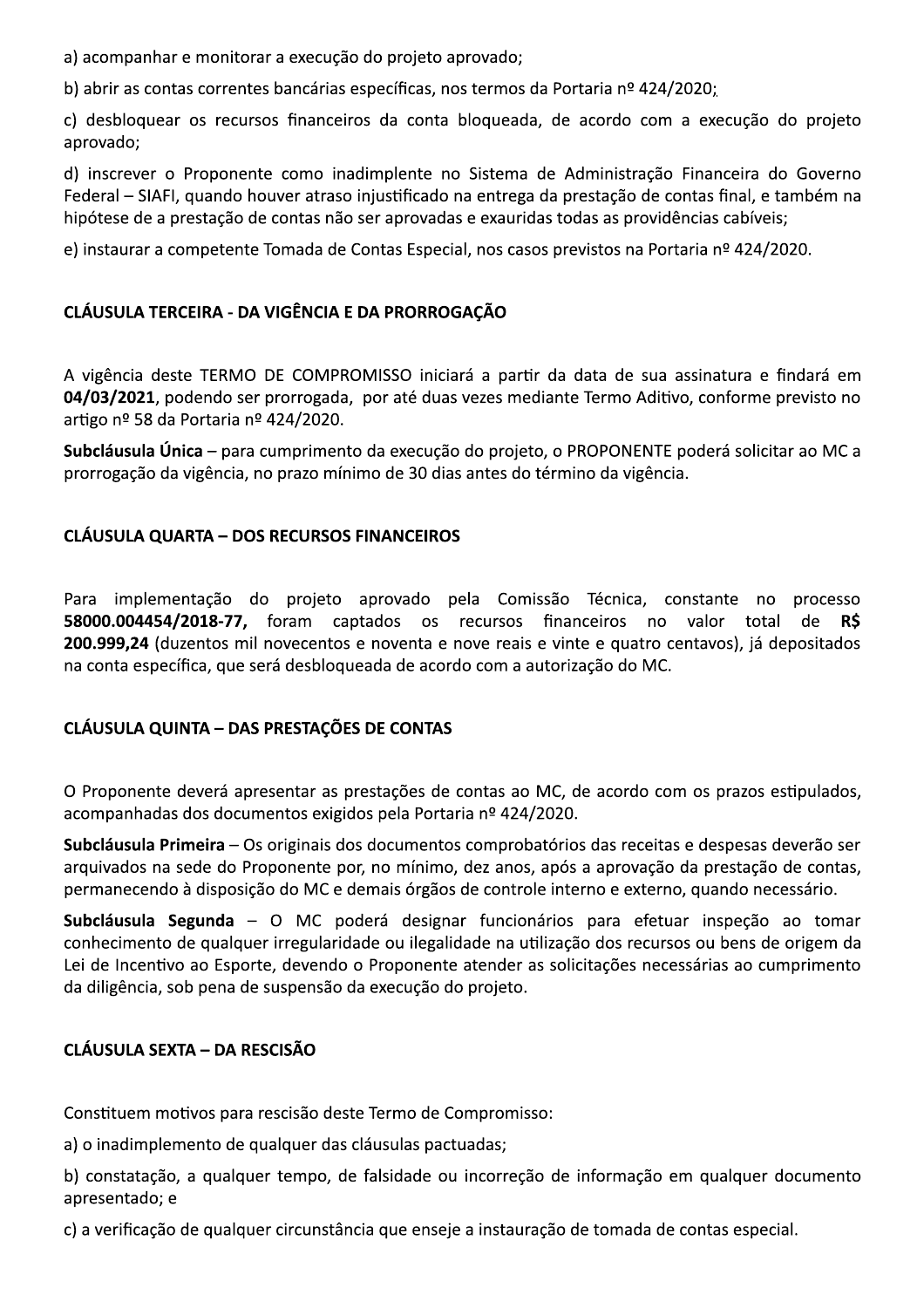a) acompanhar e monitorar a execução do projeto aprovado;

b) abrir as contas correntes bancárias específicas, nos termos da Portaria nº 424/2020;

c) desbloquear os recursos financeiros da conta bloqueada, de acordo com a execução do projeto aprovado;

d) inscrever o Proponente como inadimplente no Sistema de Administração Financeira do Governo Federal – SIAFI, quando houver atraso injustificado na entrega da prestação de contas final, e também na hipótese de a prestação de contas não ser aprovadas e exauridas todas as providências cabíveis;

e) instaurar a competente Tomada de Contas Especial, nos casos previstos na Portaria nº 424/2020.

## CLÁUSULA TERCEIRA - DA VIGÊNCIA E DA PRORROGAÇÃO

A vigência deste TERMO DE COMPROMISSO iniciará a partir da data de sua assinatura e findará em **04/03/2021**, podendo ser prorrogada, por até duas vezes mediante Termo Aditivo, conforme previsto no artigo nº 58 da Portaria nº 424/2020.

**Subcláusula Única** – para cumprimento da execução do projeto, o PROPONENTE poderá solicitar ao MC a prorrogação da vigência, no prazo mínimo de 30 dias antes do término da vigência.

## CLÁUSULA QUARTA – DOS RECURSOS FINANCEIROS

Para implementação do projeto aprovado pela Comissão Técnica, constante no processo **58000.004454/2018-77,** foram captados os recursos financeiros no valor total de **R$ 200.999,24** (duzentos mil novecentos e noventa e nove reais e vinte e quatro centavos), já depositados na conta específica, que será desbloqueada de acordo com a autorização do MC.

## CLÁUSULA QUINTA – DAS PRESTAÇÕES DE CONTAS

O Proponente deverá apresentar as prestações de contas ao MC, de acordo com os prazos estipulados, acompanhadas dos documentos exigidos pela Portaria nº 424/2020.

**Subcláusula Primeira** – Os originais dos documentos comprobatórios das receitas e despesas deverão ser arquivados na sede do Proponente por, no mínimo, dez anos, após a aprovação da prestação de contas, permanecendo à disposição do MC e demais órgãos de controle interno e externo, quando necessário.

**Subcláusula Segunda** – O MC poderá designar funcionários para efetuar inspeção ao tomar conhecimento de qualquer irregularidade ou ilegalidade na utilização dos recursos ou bens de origem da Lei de Incentivo ao Esporte, devendo o Proponente atender as solicitações necessárias ao cumprimento da diligência, sob pena de suspensão da execução do projeto.

## CLÁUSULA SEXTA – DA RESCISÃO

Constituem motivos para rescisão deste Termo de Compromisso:

a) o inadimplemento de qualquer das cláusulas pactuadas;

b) constatação, a qualquer tempo, de falsidade ou incorreção de informação em qualquer documento apresentado; e

c) a verificação de qualquer circunstância que enseje a instauração de tomada de contas especial.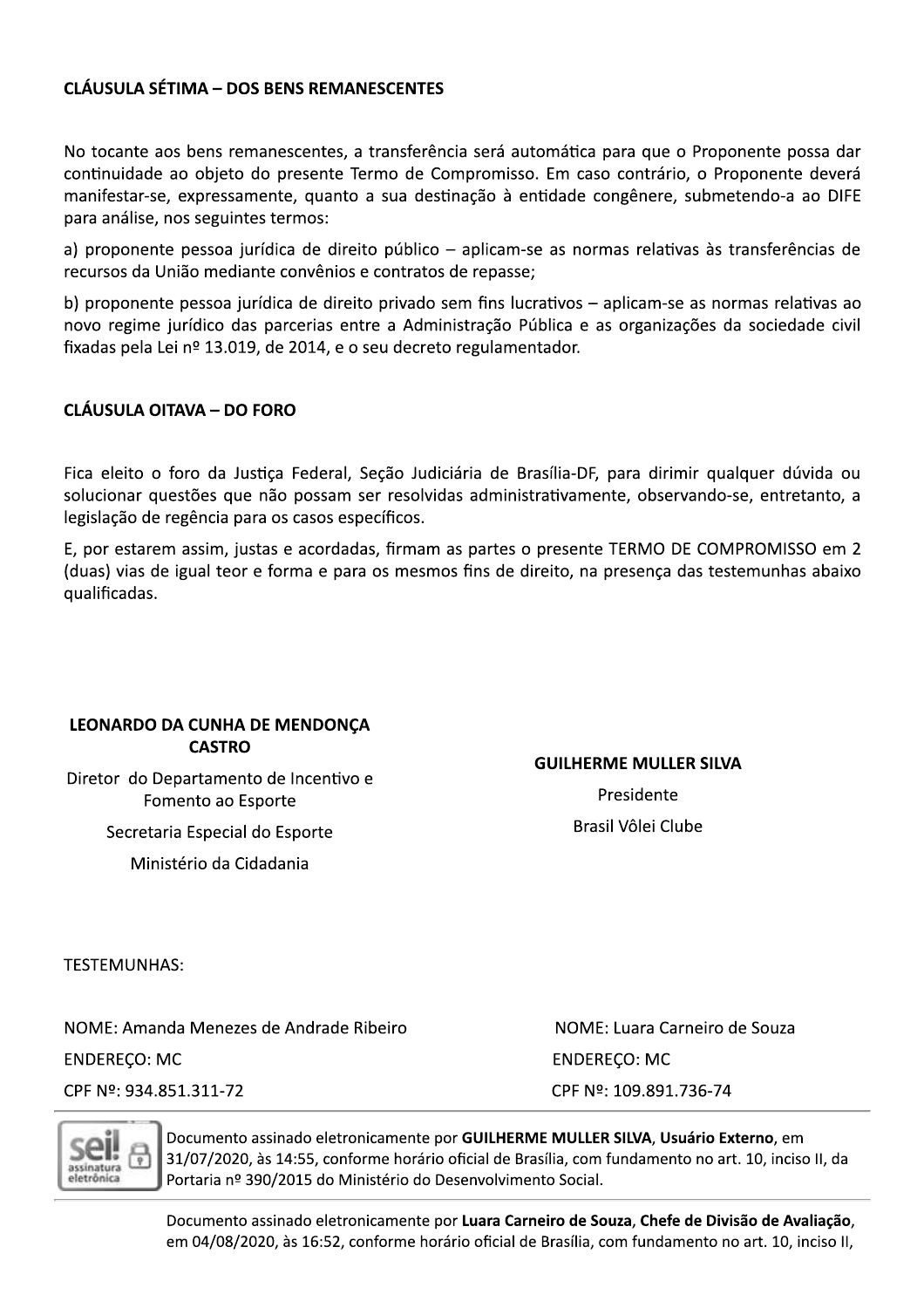**CLÁUSULA SÉTIMA – DOS BENS REMANESCENTES**

No tocante aos bens remanescentes, a transferência será automática para que o Proponente possa dar continuidade ao objeto do presente Termo de Compromisso. Em caso contrário, o Proponente deverá manifestar-se, expressamente, quanto a sua destinação à entidade congênere, submetendo-a ao DIFE para análise, nos seguintes termos:

a) proponente pessoa jurídica de direito público – aplicam-se as normas relativas às transferências de recursos da União mediante convênios e contratos de repasse;

b) proponente pessoa jurídica de direito privado sem fins lucrativos – aplicam-se as normas relativas ao novo regime jurídico das parcerias entre a Administração Pública e as organizações da sociedade civil fixadas pela Lei nº 13.019, de 2014, e o seu decreto regulamentador.

**CLÁUSULA OITAVA – DO FORO**

Fica eleito o foro da Justiça Federal, Seção Judiciária de Brasília-DF, para dirimir qualquer dúvida ou solucionar questões que não possam ser resolvidas administrativamente, observando-se, entretanto, a legislação de regência para os casos específicos.

E, por estarem assim, justas e acordadas, firmam as partes o presente TERMO DE COMPROMISSO em 2 (duas) vias de igual teor e forma e para os mesmos fins de direito, na presença das testemunhas abaixo qualificadas.

**LEONARDO DA CUNHA DE MENDONÇA CASTRO**
Diretor do Departamento de Incentivo e Fomento ao Esporte
Secretaria Especial do Esporte
Ministério da Cidadania

**GUILHERME MULLER SILVA**
Presidente
Brasil Vôlei Clube

TESTEMUNHAS:

NOME: Amanda Menezes de Andrade Ribeiro
ENDEREÇO: MC
CPF Nº: 934.851.311-72

NOME: Luara Carneiro de Souza
ENDEREÇO: MC
CPF Nº: 109.891.736-74

Documento assinado eletronicamente por **GUILHERME MULLER SILVA**, **Usuário Externo**, em 31/07/2020, às 14:55, conforme horário oficial de Brasília, com fundamento no art. 10, inciso II, da Portaria nº 390/2015 do Ministério do Desenvolvimento Social.

Documento assinado eletronicamente por **Luara Carneiro de Souza**, **Chefe de Divisão de Avaliação**, em 04/08/2020, às 16:52, conforme horário oficial de Brasília, com fundamento no art. 10, inciso II,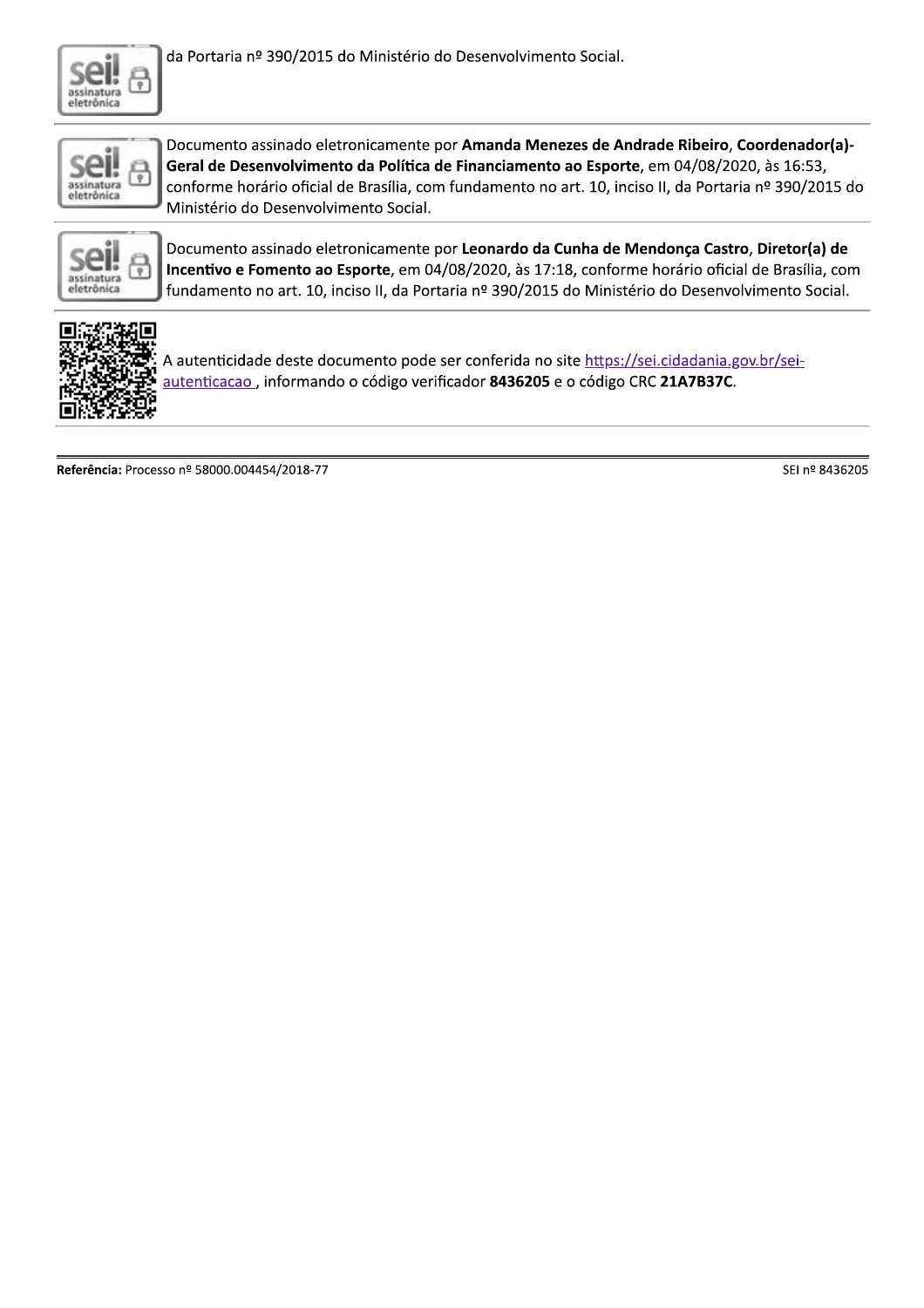da Portaria nº 390/2015 do Ministério do Desenvolvimento Social.

Documento assinado eletronicamente por **Amanda Menezes de Andrade Ribeiro**, **Coordenador(a)-Geral de Desenvolvimento da Política de Financiamento ao Esporte**, em 04/08/2020, às 16:53, conforme horário oficial de Brasília, com fundamento no art. 10, inciso II, da Portaria nº 390/2015 do Ministério do Desenvolvimento Social.

Documento assinado eletronicamente por **Leonardo da Cunha de Mendonça Castro**, **Diretor(a) de Incentivo e Fomento ao Esporte**, em 04/08/2020, às 17:18, conforme horário oficial de Brasília, com fundamento no art. 10, inciso II, da Portaria nº 390/2015 do Ministério do Desenvolvimento Social.

A autenticidade deste documento pode ser conferida no site https://sei.cidadania.gov.br/sei-autenticacao , informando o código verificador **8436205** e o código CRC **21A7B37C**.

**Referência:** Processo nº 58000.004454/2018-77 SEI nº 8436205